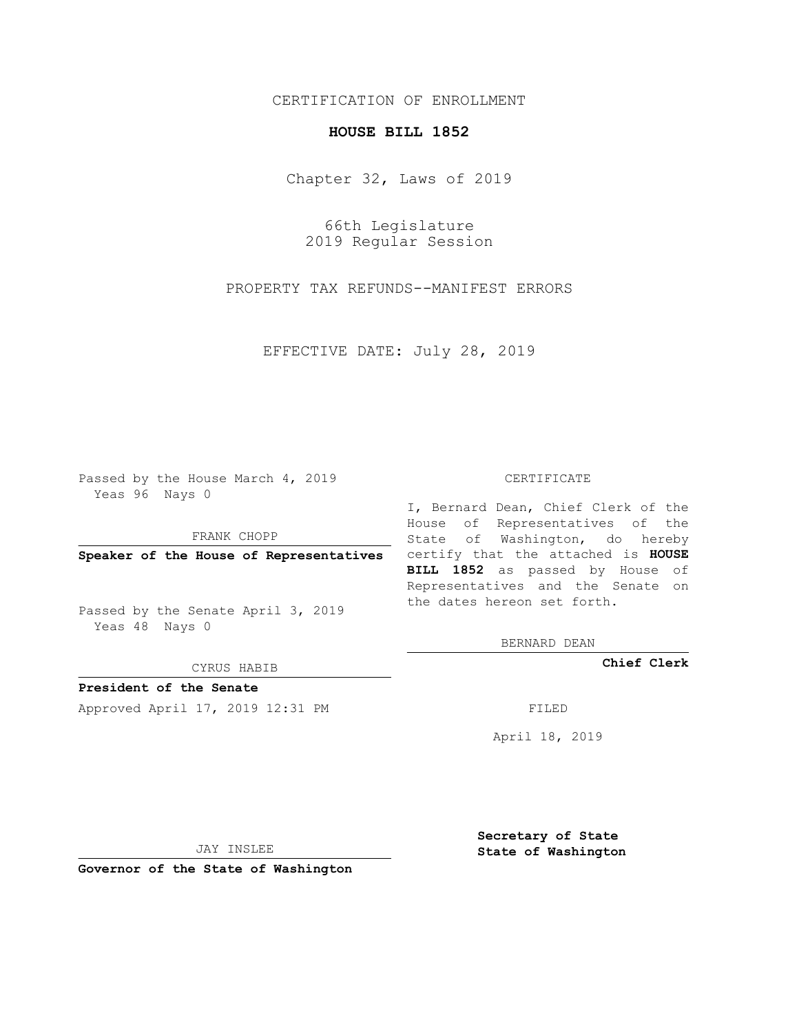CERTIFICATION OF ENROLLMENT

# HOUSE BILL 1852

Chapter 32, Laws of 2019

66th Legislature
2019 Regular Session

PROPERTY TAX REFUNDS--MANIFEST ERRORS

EFFECTIVE DATE: July 28, 2019

Passed by the House March 4, 2019
Yeas 96 Nays 0

FRANK CHOPP

**Speaker of the House of Representatives**

Passed by the Senate April 3, 2019
Yeas 48 Nays 0

CYRUS HABIB

**President of the Senate**

Approved April 17, 2019 12:31 PM

JAY INSLEE

**Governor of the State of Washington**

CERTIFICATE

I, Bernard Dean, Chief Clerk of the House of Representatives of the State of Washington, do hereby certify that the attached is **HOUSE BILL 1852** as passed by House of Representatives and the Senate on the dates hereon set forth.

BERNARD DEAN

**Chief Clerk**

FILED

April 18, 2019

**Secretary of State**
**State of Washington**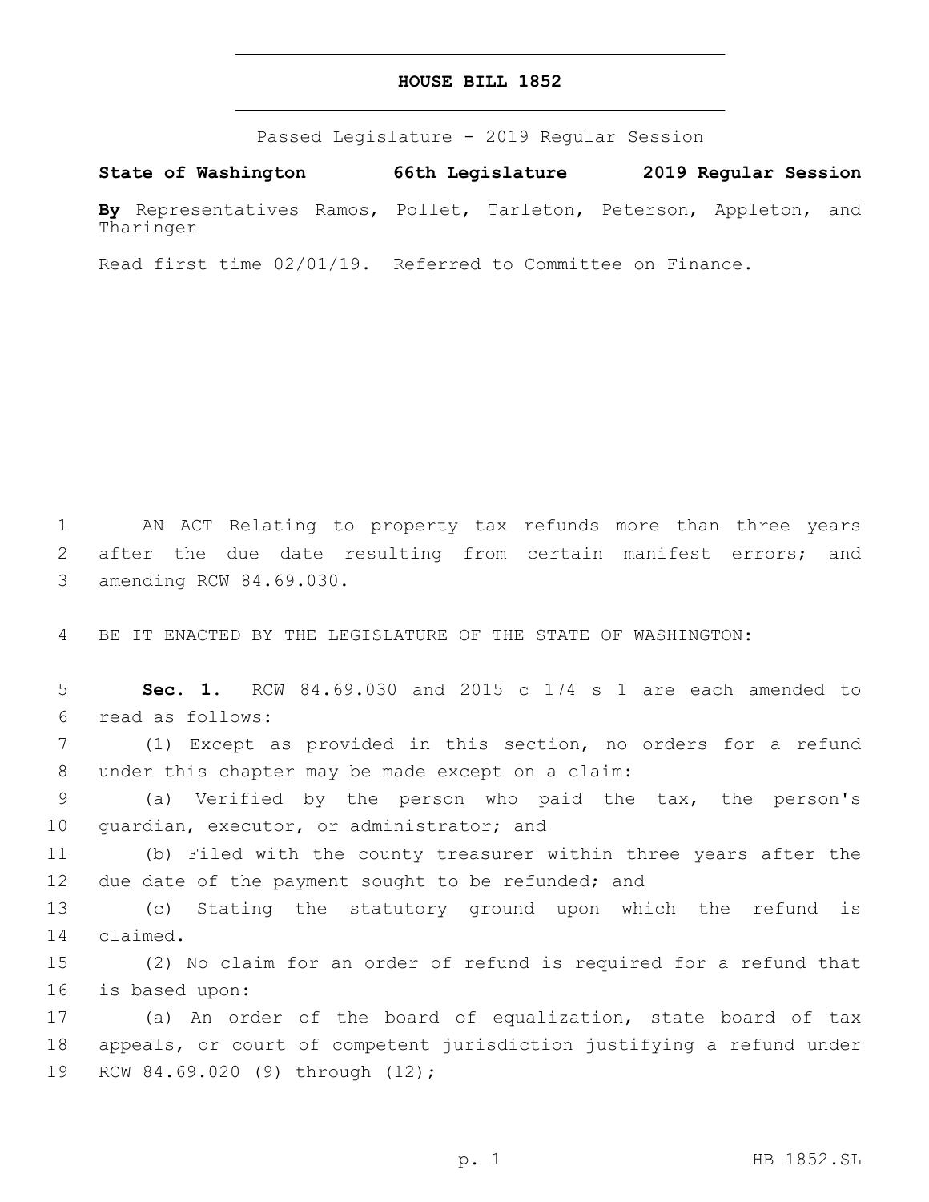# HOUSE BILL 1852

Passed Legislature - 2019 Regular Session

**State of Washington 66th Legislature 2019 Regular Session**

**By** Representatives Ramos, Pollet, Tarleton, Peterson, Appleton, and Tharinger

Read first time 02/01/19. Referred to Committee on Finance.

AN ACT Relating to property tax refunds more than three years after the due date resulting from certain manifest errors; and amending RCW 84.69.030.

BE IT ENACTED BY THE LEGISLATURE OF THE STATE OF WASHINGTON:

**Sec. 1.** RCW 84.69.030 and 2015 c 174 s 1 are each amended to read as follows:

(1) Except as provided in this section, no orders for a refund under this chapter may be made except on a claim:

(a) Verified by the person who paid the tax, the person's guardian, executor, or administrator; and

(b) Filed with the county treasurer within three years after the due date of the payment sought to be refunded; and

(c) Stating the statutory ground upon which the refund is claimed.

(2) No claim for an order of refund is required for a refund that is based upon:

(a) An order of the board of equalization, state board of tax appeals, or court of competent jurisdiction justifying a refund under RCW 84.69.020 (9) through (12);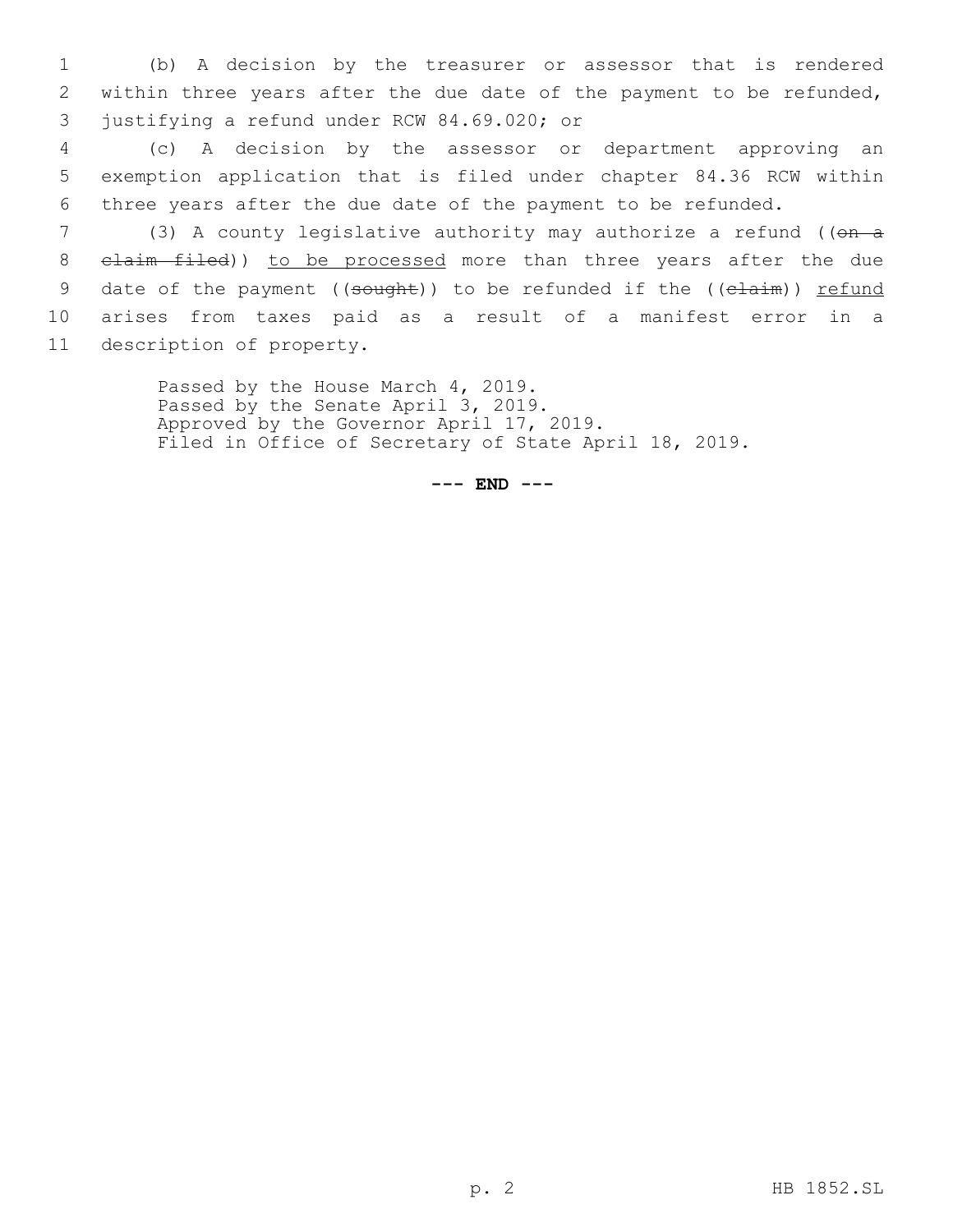(b) A decision by the treasurer or assessor that is rendered within three years after the due date of the payment to be refunded, justifying a refund under RCW 84.69.020; or

(c) A decision by the assessor or department approving an exemption application that is filed under chapter 84.36 RCW within three years after the due date of the payment to be refunded.

(3) A county legislative authority may authorize a refund ((~~on a claim filed~~)) to be processed more than three years after the due date of the payment ((~~sought~~)) to be refunded if the ((~~claim~~)) refund arises from taxes paid as a result of a manifest error in a description of property.

Passed by the House March 4, 2019.
Passed by the Senate April 3, 2019.
Approved by the Governor April 17, 2019.
Filed in Office of Secretary of State April 18, 2019.

**--- END ---**